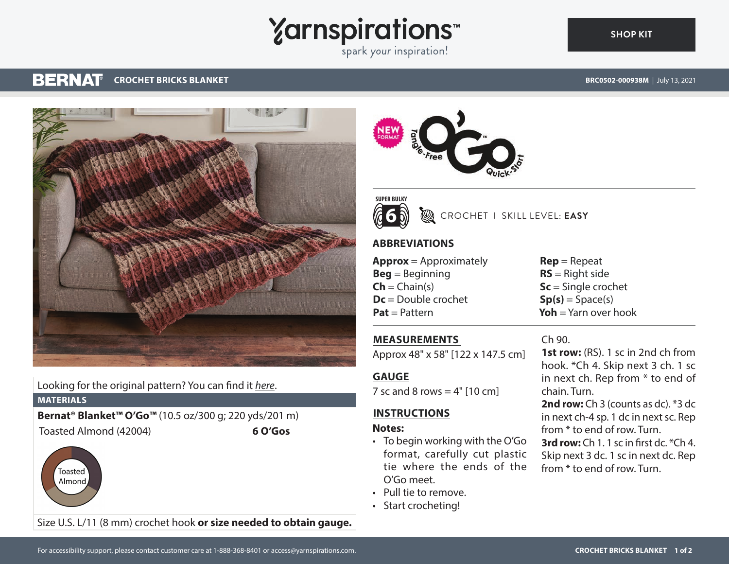# BERNAT CROCHET BRICKS BLANKET

BRC0502-000938M | July 13, 2021

SHOP KIT

NEW FORMAT — Tangle-Free O'Go™ Quick-Start

SUPER BULKY 6

CROCHET | SKILL LEVEL: **EASY**

Looking for the original pattern? You can find it *here*.

## MATERIALS

**Bernat® Blanket™ O'Go™** (10.5 oz/300 g; 220 yds/201 m)

| Toasted Almond (42004) | **6 O'Gos** |
|---|---|

Toasted Almond

Size U.S. L/11 (8 mm) crochet hook **or size needed to obtain gauge.**

## ABBREVIATIONS

**Approx** = Approximately
**Beg** = Beginning
**Ch** = Chain(s)
**Dc** = Double crochet
**Pat** = Pattern
**Rep** = Repeat
**RS** = Right side
**Sc** = Single crochet
**Sp(s)** = Space(s)
**Yoh** = Yarn over hook

## MEASUREMENTS

Approx 48" x 58" [122 x 147.5 cm]

## GAUGE

7 sc and 8 rows = 4" [10 cm]

## INSTRUCTIONS

**Notes:**

- To begin working with the O'Go format, carefully cut plastic tie where the ends of the O'Go meet.
- Pull tie to remove.
- Start crocheting!

Ch 90.

**1st row:** (RS). 1 sc in 2nd ch from hook. *Ch 4. Skip next 3 ch. 1 sc in next ch. Rep from * to end of chain. Turn.

**2nd row:** Ch 3 (counts as dc). *3 dc in next ch-4 sp. 1 dc in next sc. Rep from * to end of row. Turn.

**3rd row:** Ch 1. 1 sc in first dc. *Ch 4. Skip next 3 dc. 1 sc in next dc. Rep from * to end of row. Turn.

For accessibility support, please contact customer care at 1-888-368-8401 or access@yarnspirations.com.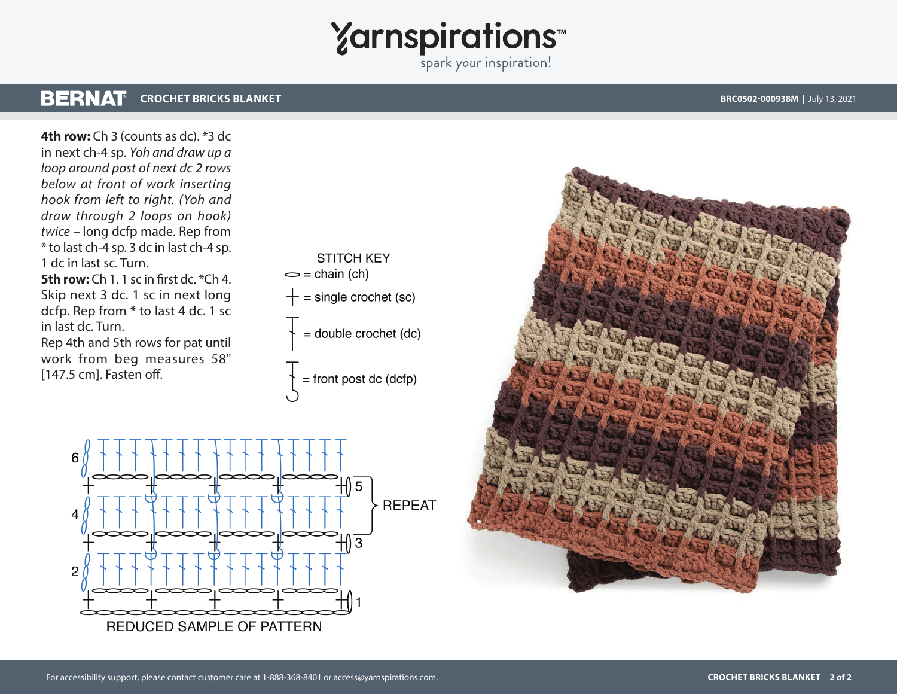**4th row:** Ch 3 (counts as dc). *3 dc in next ch-4 sp. *Yoh and draw up a loop around post of next dc 2 rows below at front of work inserting hook from left to right. (Yoh and draw through 2 loops on hook) twice* – long dcfp made. Rep from * to last ch-4 sp. 3 dc in last ch-4 sp. 1 dc in last sc. Turn.

**5th row:** Ch 1. 1 sc in first dc. *Ch 4. Skip next 3 dc. 1 sc in next long dcfp. Rep from * to last 4 dc. 1 sc in last dc. Turn.

Rep 4th and 5th rows for pat until work from beg measures 58" [147.5 cm]. Fasten off.

STITCH KEY

= chain (ch)

= single crochet (sc)

= double crochet (dc)

= front post dc (dcfp)

6

5

4

REPEAT

3

2

1

REDUCED SAMPLE OF PATTERN

For accessibility support, please contact customer care at 1-888-368-8401 or access@yarnspirations.com.